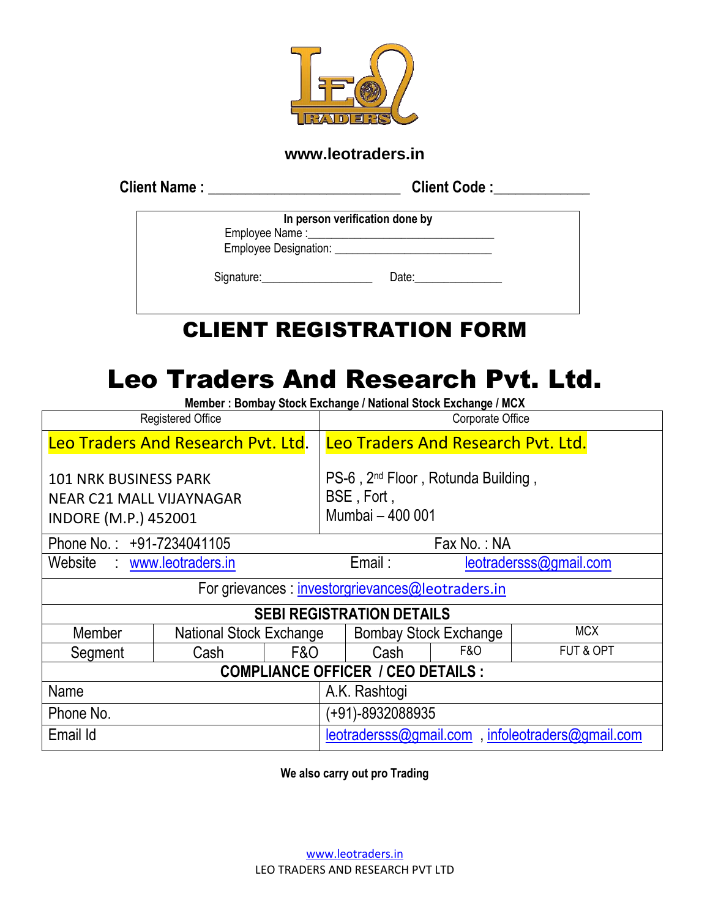www.leotraders.in

**Client Name :** _________________________ **Client Code :**____________

**In person verification done by**

Employee Name :______________________________

Employee Designation: _________________________

Signature:__________________ Date:______________

# CLIENT REGISTRATION FORM

# Leo Traders And Research Pvt. Ltd.

**Member : Bombay Stock Exchange / National Stock Exchange / MCX**

| Registered Office | Corporate Office |
|---|---|
| Leo Traders And Research Pvt. Ltd.<br><br>101 NRK BUSINESS PARK<br>NEAR C21 MALL VIJAYNAGAR<br>INDORE (M.P.) 452001 | Leo Traders And Research Pvt. Ltd.<br><br>PS-6 , 2nd Floor , Rotunda Building ,<br>BSE , Fort ,<br>Mumbai – 400 001 |
| Phone No. : +91-7234041105 | Fax No. : NA |
| Website : www.leotraders.in | Email : leotradersss@gmail.com |

For grievances : investorgrievances@leotraders.in

**SEBI REGISTRATION DETAILS**

| Member | National Stock Exchange | | Bombay Stock Exchange | | MCX |
|---|---|---|---|---|---|
| Segment | Cash | F&O | Cash | F&O | FUT & OPT |

**COMPLIANCE OFFICER / CEO DETAILS :**

| Name | A.K. Rashtogi |
|---|---|
| Phone No. | (+91)-8932088935 |
| Email Id | leotradersss@gmail.com , infoleotraders@gmail.com |

**We also carry out pro Trading**

www.leotraders.in
LEO TRADERS AND RESEARCH PVT LTD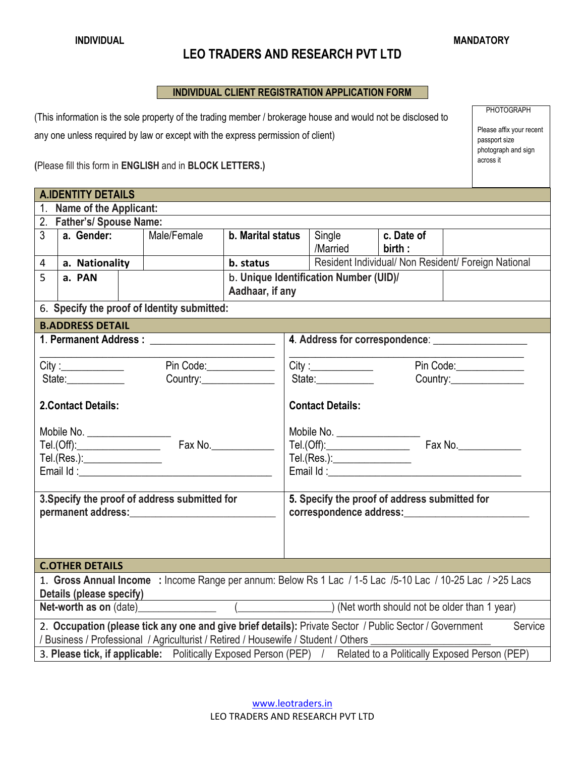**INDIVIDUAL** **MANDATORY**

# LEO TRADERS AND RESEARCH PVT LTD

## INDIVIDUAL CLIENT REGISTRATION APPLICATION FORM

(This information is the sole property of the trading member / brokerage house and would not be disclosed to any one unless required by law or except with the express permission of client)

(Please fill this form in **ENGLISH** and in **BLOCK LETTERS.**)

PHOTOGRAPH

Please affix your recent passport size photograph and sign across it

| **A.IDENTITY DETAILS** | | | | | | |
|---|---|---|---|---|---|---|
| 1. **Name of the Applicant:** | | | | | | |
| 2. **Father's/ Spouse Name:** | | | | | | |
| 3 | **a. Gender:** | Male/Female | **b. Marital status** | Single /Married | **c. Date of birth :** | |
| 4 | **a. Nationality** | | **b. status** | Resident Individual/ Non Resident/ Foreign National | | |
| 5 | **a. PAN** | | b. **Unique Identification Number (UID)/ Aadhaar, if any** | | | |
| 6. **Specify the proof of Identity submitted:** | | | | | | |

| **B.ADDRESS DETAIL** | |
|---|---|
| 1. **Permanent Address :** ______________________<br>______________________<br>City :___________ Pin Code:___________<br>State:___________ Country:___________ | 4. **Address for correspondence**: ______________________<br>______________________<br>City :___________ Pin Code:___________<br>State:___________ Country:___________ |
| **2.Contact Details:**<br>Mobile No. _______________<br>Tel.(Off):_______________ Fax No.___________<br>Tel.(Res.):_______________<br>Email Id :_______________________________ | **Contact Details:**<br>Mobile No. _______________<br>Tel.(Off):_______________ Fax No.___________<br>Tel.(Res.):_______________<br>Email Id :_______________________________ |
| **3.Specify the proof of address submitted for permanent address:**_______________________ | **5. Specify the proof of address submitted for correspondence address:**_______________________ |

| **C.OTHER DETAILS** |
|---|
| 1. **Gross Annual Income : ** Income Range per annum: Below Rs 1 Lac / 1-5 Lac /5-10 Lac / 10-25 Lac / >25 Lacs **Details (please specify)** |
| **Net-worth as on** (date)_______________ (_______________) (Net worth should not be older than 1 year) |
| 2. **Occupation (please tick any one and give brief details):** Private Sector / Public Sector / Government Service / Business / Professional / Agriculturist / Retired / Housewife / Student / Others ______________________ |
| 3. **Please tick, if applicable:** Politically Exposed Person (PEP) / Related to a Politically Exposed Person (PEP) |

www.leotraders.in

LEO TRADERS AND RESEARCH PVT LTD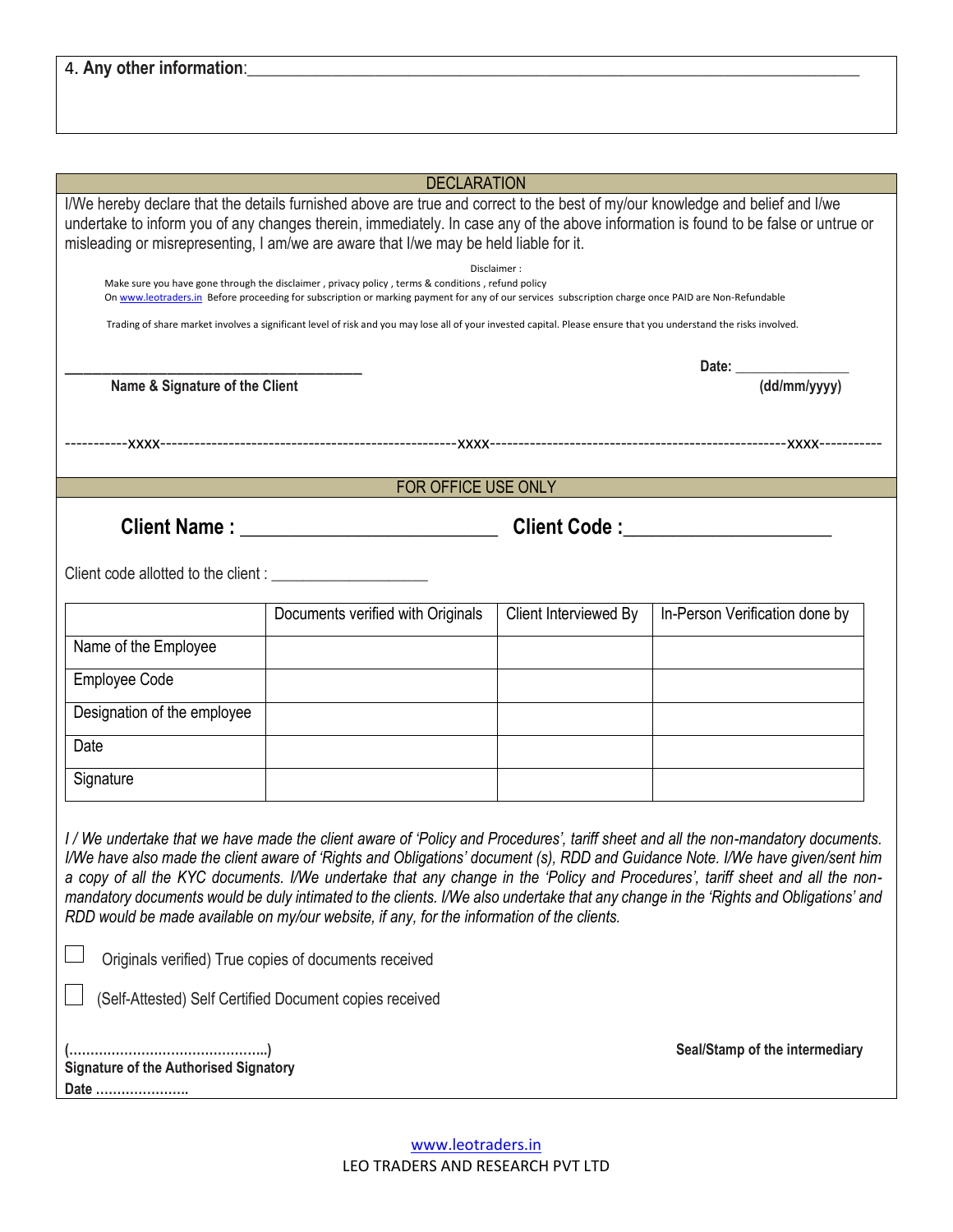4. **Any other information**:\_\_\_\_\_\_\_\_\_\_\_\_\_\_\_\_\_\_\_\_\_\_\_\_\_\_\_\_\_\_\_\_\_\_\_\_\_\_\_\_\_\_\_\_\_\_\_\_\_\_\_\_\_\_\_\_\_\_\_\_\_\_\_\_\_\_\_\_\_\_

## DECLARATION

I/We hereby declare that the details furnished above are true and correct to the best of my/our knowledge and belief and I/we undertake to inform you of any changes therein, immediately. In case any of the above information is found to be false or untrue or misleading or misrepresenting, I am/we are aware that I/we may be held liable for it.

Disclaimer :

Make sure you have gone through the disclaimer , privacy policy , terms & conditions , refund policy
On www.leotraders.in Before proceeding for subscription or marking payment for any of our services subscription charge once PAID are Non-Refundable

Trading of share market involves a significant level of risk and you may lose all of your invested capital. Please ensure that you understand the risks involved.

\_\_\_\_\_\_\_\_\_\_\_\_\_\_\_\_\_\_\_\_\_\_\_\_\_\_\_\_\_\_\_\_\_\_\_\_\_\_\_\_
**Name & Signature of the Client**

**Date:** \_\_\_\_\_\_\_\_\_\_\_\_\_\_\_\_
**(dd/mm/yyyy)**

-----------xxxx---------------------------------------------------xxxx---------------------------------------------------xxxx----------

## FOR OFFICE USE ONLY

**Client Name :** \_\_\_\_\_\_\_\_\_\_\_\_\_\_\_\_\_\_\_\_\_\_\_\_\_\_\_\_ **Client Code :**\_\_\_\_\_\_\_\_\_\_\_\_\_\_\_\_\_\_\_\_\_\_

Client code allotted to the client : \_\_\_\_\_\_\_\_\_\_\_\_\_\_\_\_\_\_\_\_

| | Documents verified with Originals | Client Interviewed By | In-Person Verification done by |
|---|---|---|---|
| Name of the Employee | | | |
| Employee Code | | | |
| Designation of the employee | | | |
| Date | | | |
| Signature | | | |

*I / We undertake that we have made the client aware of 'Policy and Procedures', tariff sheet and all the non-mandatory documents. I/We have also made the client aware of 'Rights and Obligations' document (s), RDD and Guidance Note. I/We have given/sent him a copy of all the KYC documents. I/We undertake that any change in the 'Policy and Procedures', tariff sheet and all the non-mandatory documents would be duly intimated to the clients. I/We also undertake that any change in the 'Rights and Obligations' and RDD would be made available on my/our website, if any, for the information of the clients.*

☐ Originals verified) True copies of documents received

☐ (Self-Attested) Self Certified Document copies received

**(……………………………………..)**
**Signature of the Authorised Signatory**
**Date ………………….**

**Seal/Stamp of the intermediary**

www.leotraders.in
LEO TRADERS AND RESEARCH PVT LTD